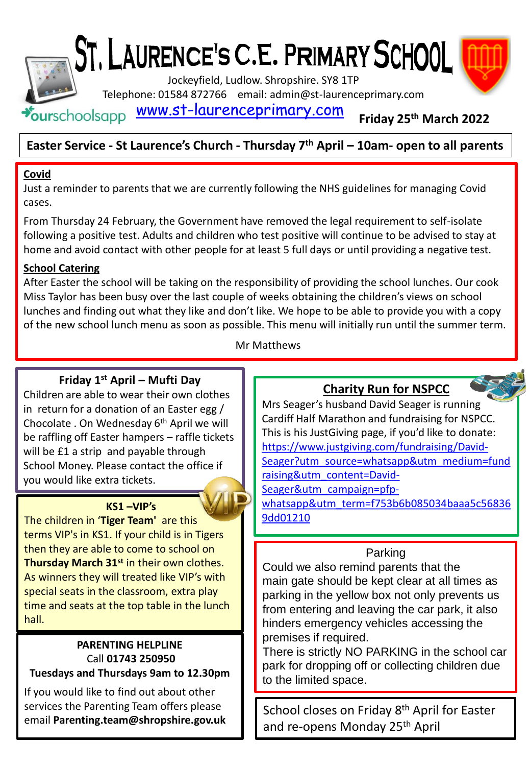# ST. LAURENCE'S C.E. PRIMARY SCHOOL

Jockeyfield, Ludlow. Shropshire. SY8 1TP

Telephone: 01584 872766 email: admin@st-laurenceprimary.com

ourschoolsapp www.st-laurenceprimary.com

**Friday 25th March 2022**

**Easter Service - St Laurence's Church - Thursday 7th April – 10am- open to all parents**

**Covid**

Just a reminder to parents that we are currently following the NHS guidelines for managing Covid cases.

From Thursday 24 February, the Government have removed the legal requirement to self-isolate following a positive test. Adults and children who test positive will continue to be advised to stay at home and avoid contact with other people for at least 5 full days or until providing a negative test.

**School Catering**

After Easter the school will be taking on the responsibility of providing the school lunches. Our cook Miss Taylor has been busy over the last couple of weeks obtaining the children's views on school lunches and finding out what they like and don't like. We hope to be able to provide you with a copy of the new school lunch menu as soon as possible. This menu will initially run until the summer term.

Mr Matthews

**Friday 1st April – Mufti Day**

Children are able to wear their own clothes in return for a donation of an Easter egg / Chocolate . On Wednesday 6th April we will be raffling off Easter hampers – raffle tickets will be £1 a strip and payable through School Money. Please contact the office if you would like extra tickets.

**KS1 –VIP's**

The children in '**Tiger Team'** are this terms VIP's in KS1. If your child is in Tigers then they are able to come to school on **Thursday March 31st** in their own clothes. As winners they will treated like VIP's with special seats in the classroom, extra play time and seats at the top table in the lunch hall.

**PARENTING HELPLINE**

Call **01743 250950**

**Tuesdays and Thursdays 9am to 12.30pm**

If you would like to find out about other services the Parenting Team offers please email **Parenting.team@shropshire.gov.uk**

**Charity Run for NSPCC**

Mrs Seager's husband David Seager is running Cardiff Half Marathon and fundraising for NSPCC. This is his JustGiving page, if you'd like to donate: https://www.justgiving.com/fundraising/David-Seager?utm_source=whatsapp&utm_medium=fundraising&utm_content=David-Seager&utm_campaign=pfp-whatsapp&utm_term=f753b6b085034baaa5c568369dd01210

Parking

Could we also remind parents that the main gate should be kept clear at all times as parking in the yellow box not only prevents us from entering and leaving the car park, it also hinders emergency vehicles accessing the premises if required.

There is strictly NO PARKING in the school car park for dropping off or collecting children due to the limited space.

School closes on Friday 8th April for Easter and re-opens Monday 25th April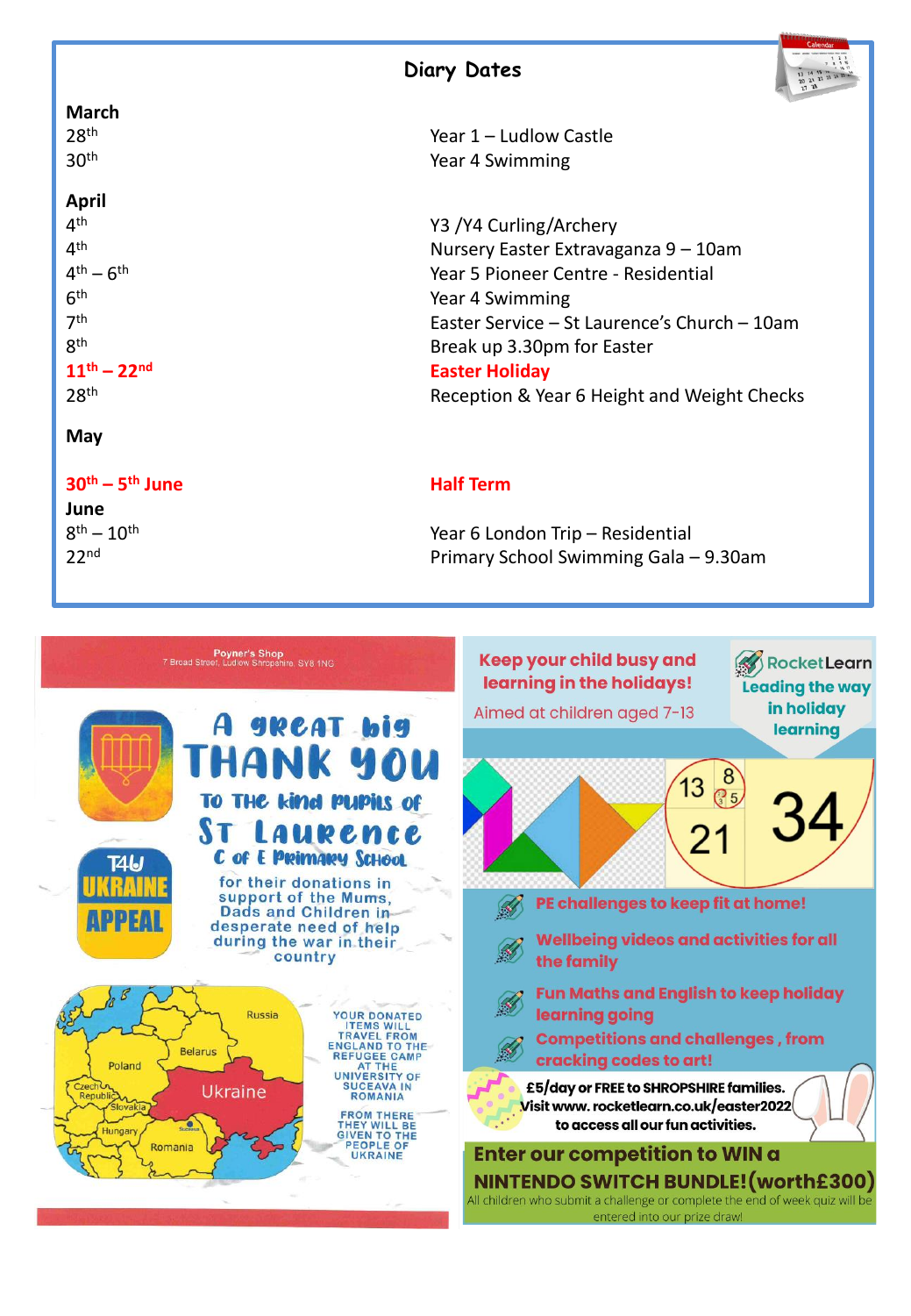## Diary Dates

**March**

| Date | Event |
|---|---|
| 28th | Year 1 – Ludlow Castle |
| 30th | Year 4 Swimming |

**April**

| Date | Event |
|---|---|
| 4th | Y3 /Y4 Curling/Archery |
| 4th | Nursery Easter Extravaganza 9 – 10am |
| 4th – 6th | Year 5 Pioneer Centre - Residential |
| 6th | Year 4 Swimming |
| 7th | Easter Service – St Laurence's Church – 10am |
| 8th | Break up 3.30pm for Easter |
| **11th – 22nd** | **Easter Holiday** |
| 28th | Reception & Year 6 Height and Weight Checks |

**May**

| Date | Event |
|---|---|
| **30th – 5th June** | **Half Term** |

**June**

| Date | Event |
|---|---|
| 8th – 10th | Year 6 London Trip – Residential |
| 22nd | Primary School Swimming Gala – 9.30am |

---

Poyner's Shop
7 Broad Street, Ludlow Shropshire, SY8 1NG

T4U UKRAINE APPEAL

# A great big THANK YOU

To the kind pupils of St Laurence C of E Primary School

for their donations in support of the Mums, Dads and Children in desperate need of help during the war in their country

Russia, Belarus, Poland, Czech Republic, Slovakia, Hungary, Ukraine, Romania, Suceava

YOUR DONATED ITEMS WILL TRAVEL FROM ENGLAND TO THE REFUGEE CAMP AT THE UNIVERSITY OF SUCEAVA IN ROMANIA

FROM THERE THEY WILL BE GIVEN TO THE PEOPLE OF UKRAINE

---

**Keep your child busy and learning in the holidays!**

Aimed at children aged 7-13

RocketLearn — Leading the way in holiday learning

- PE challenges to keep fit at home!
- Wellbeing videos and activities for all the family
- Fun Maths and English to keep holiday learning going
- Competitions and challenges , from cracking codes to art!

**£5/day or FREE to SHROPSHIRE families.**
**Visit www.rocketlearn.co.uk/easter2022 to access all our fun activities.**

**Enter our competition to WIN a NINTENDO SWITCH BUNDLE! (worth£300)**

All children who submit a challenge or complete the end of week quiz will be entered into our prize draw!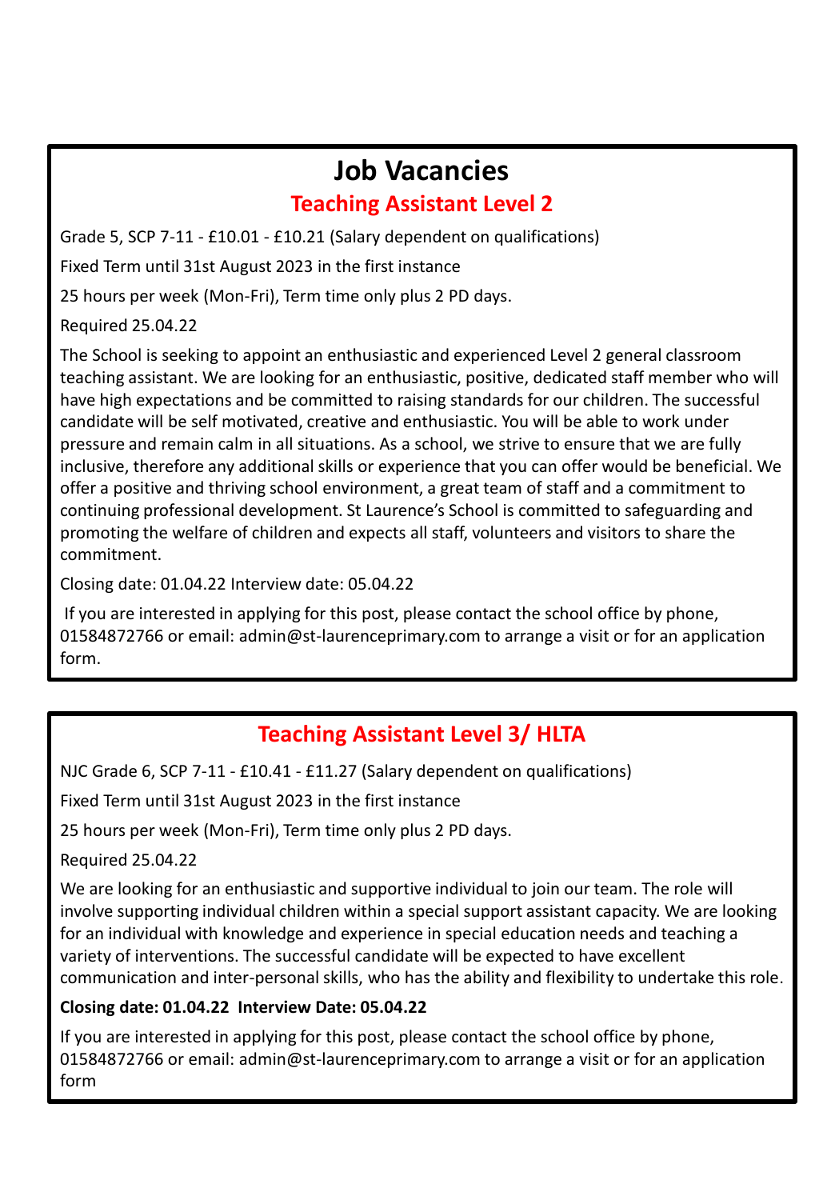# Job Vacancies

## Teaching Assistant Level 2

Grade 5, SCP 7-11 - £10.01 - £10.21 (Salary dependent on qualifications)

Fixed Term until 31st August 2023 in the first instance

25 hours per week (Mon-Fri), Term time only plus 2 PD days.

Required 25.04.22

The School is seeking to appoint an enthusiastic and experienced Level 2 general classroom teaching assistant. We are looking for an enthusiastic, positive, dedicated staff member who will have high expectations and be committed to raising standards for our children. The successful candidate will be self motivated, creative and enthusiastic. You will be able to work under pressure and remain calm in all situations. As a school, we strive to ensure that we are fully inclusive, therefore any additional skills or experience that you can offer would be beneficial. We offer a positive and thriving school environment, a great team of staff and a commitment to continuing professional development. St Laurence's School is committed to safeguarding and promoting the welfare of children and expects all staff, volunteers and visitors to share the commitment.

Closing date: 01.04.22 Interview date: 05.04.22

If you are interested in applying for this post, please contact the school office by phone, 01584872766 or email: admin@st-laurenceprimary.com to arrange a visit or for an application form.

## Teaching Assistant Level 3/ HLTA

NJC Grade 6, SCP 7-11 - £10.41 - £11.27 (Salary dependent on qualifications)

Fixed Term until 31st August 2023 in the first instance

25 hours per week (Mon-Fri), Term time only plus 2 PD days.

Required 25.04.22

We are looking for an enthusiastic and supportive individual to join our team. The role will involve supporting individual children within a special support assistant capacity. We are looking for an individual with knowledge and experience in special education needs and teaching a variety of interventions. The successful candidate will be expected to have excellent communication and inter-personal skills, who has the ability and flexibility to undertake this role.

**Closing date: 01.04.22 Interview Date: 05.04.22**

If you are interested in applying for this post, please contact the school office by phone, 01584872766 or email: admin@st-laurenceprimary.com to arrange a visit or for an application form